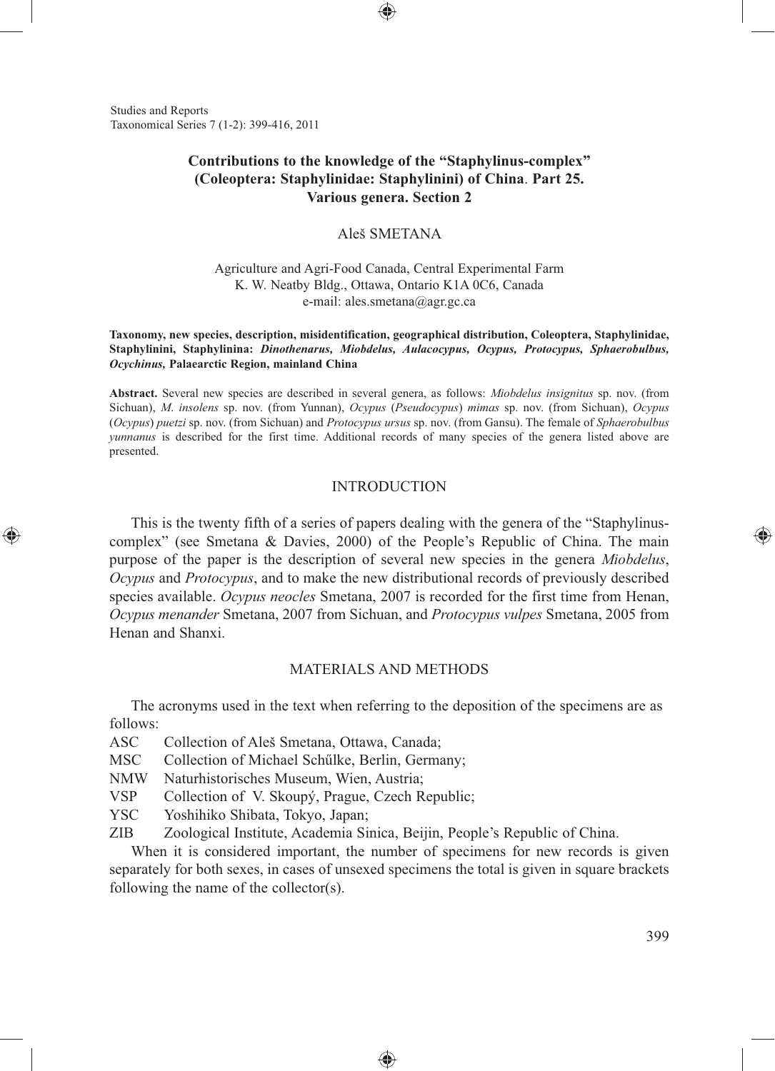# Contributions to the knowledge of the "Staphylinus-complex" (Coleoptera: Staphylinidae: Staphylinini) of China. Part 25. Various genera. Section 2

Aleš SMETANA

Agriculture and Agri-Food Canada, Central Experimental Farm
K. W. Neatby Bldg., Ottawa, Ontario K1A 0C6, Canada
e-mail: ales.smetana@agr.gc.ca

**Taxonomy, new species, description, misidentification, geographical distribution, Coleoptera, Staphylinidae, Staphylinini, Staphylinina: *Dinothenarus, Miobdelus, Aulacocypus, Ocypus, Protocypus, Sphaerobulbus, Ocychinus,* Palaearctic Region, mainland China**

**Abstract.** Several new species are described in several genera, as follows: *Miobdelus insignitus* sp. nov. (from Sichuan), *M. insolens* sp. nov. (from Yunnan), *Ocypus* (*Pseudocypus*) *mimas* sp. nov. (from Sichuan), *Ocypus* (*Ocypus*) *puetzi* sp. nov. (from Sichuan) and *Protocypus ursus* sp. nov. (from Gansu). The female of *Sphaerobulbus yunnanus* is described for the first time. Additional records of many species of the genera listed above are presented.

## INTRODUCTION

This is the twenty fifth of a series of papers dealing with the genera of the "Staphylinus-complex" (see Smetana & Davies, 2000) of the People's Republic of China. The main purpose of the paper is the description of several new species in the genera *Miobdelus*, *Ocypus* and *Protocypus*, and to make the new distributional records of previously described species available. *Ocypus neocles* Smetana, 2007 is recorded for the first time from Henan, *Ocypus menander* Smetana, 2007 from Sichuan, and *Protocypus vulpes* Smetana, 2005 from Henan and Shanxi.

## MATERIALS AND METHODS

The acronyms used in the text when referring to the deposition of the specimens are as follows:

ASC Collection of Aleš Smetana, Ottawa, Canada;
MSC Collection of Michael Schülke, Berlin, Germany;
NMW Naturhistorisches Museum, Wien, Austria;
VSP Collection of V. Skoupý, Prague, Czech Republic;
YSC Yoshihiko Shibata, Tokyo, Japan;
ZIB Zoological Institute, Academia Sinica, Beijin, People's Republic of China.

When it is considered important, the number of specimens for new records is given separately for both sexes, in cases of unsexed specimens the total is given in square brackets following the name of the collector(s).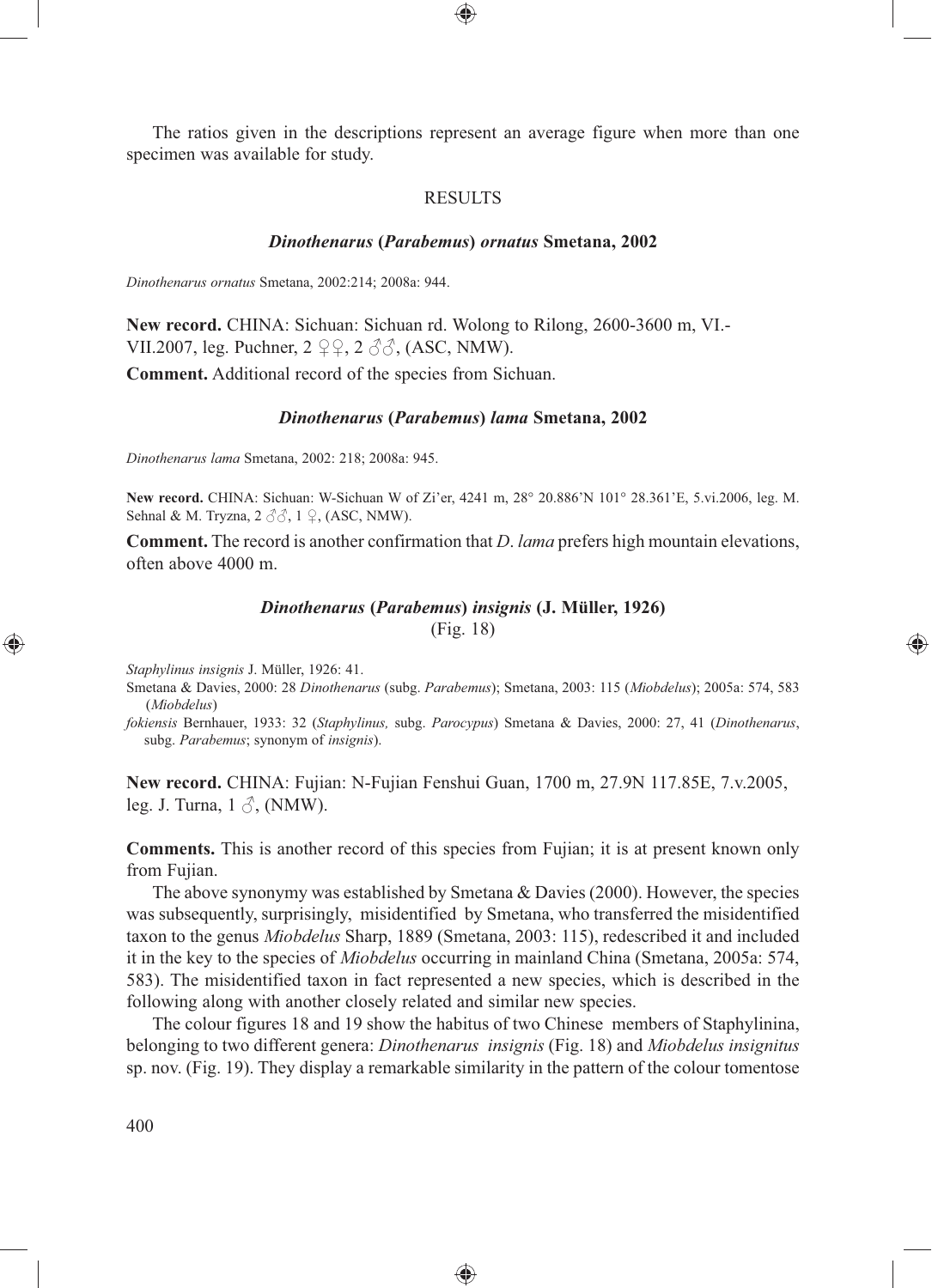The ratios given in the descriptions represent an average figure when more than one specimen was available for study.

## RESULTS

### *Dinothenarus* (*Parabemus*) *ornatus* Smetana, 2002

*Dinothenarus ornatus* Smetana, 2002:214; 2008a: 944.

**New record.** CHINA: Sichuan: Sichuan rd. Wolong to Rilong, 2600-3600 m, VI.-VII.2007, leg. Puchner, 2 ♀♀, 2 ♂♂, (ASC, NMW).

**Comment.** Additional record of the species from Sichuan.

### *Dinothenarus* (*Parabemus*) *lama* Smetana, 2002

*Dinothenarus lama* Smetana, 2002: 218; 2008a: 945.

**New record.** CHINA: Sichuan: W-Sichuan W of Zi'er, 4241 m, 28° 20.886'N 101° 28.361'E, 5.vi.2006, leg. M. Sehnal & M. Tryzna, 2 ♂♂, 1 ♀, (ASC, NMW).

**Comment.** The record is another confirmation that *D*. *lama* prefers high mountain elevations, often above 4000 m.

### *Dinothenarus* (*Parabemus*) *insignis* (J. Müller, 1926)

(Fig. 18)

*Staphylinus insignis* J. Müller, 1926: 41.

Smetana & Davies, 2000: 28 *Dinothenarus* (subg. *Parabemus*); Smetana, 2003: 115 (*Miobdelus*); 2005a: 574, 583 (*Miobdelus*)

*fokiensis* Bernhauer, 1933: 32 (*Staphylinus,* subg. *Parocypus*) Smetana & Davies, 2000: 27, 41 (*Dinothenarus*, subg. *Parabemus*; synonym of *insignis*).

**New record.** CHINA: Fujian: N-Fujian Fenshui Guan, 1700 m, 27.9N 117.85E, 7.v.2005, leg. J. Turna, 1 ♂, (NMW).

**Comments.** This is another record of this species from Fujian; it is at present known only from Fujian.

The above synonymy was established by Smetana & Davies (2000). However, the species was subsequently, surprisingly, misidentified by Smetana, who transferred the misidentified taxon to the genus *Miobdelus* Sharp, 1889 (Smetana, 2003: 115), redescribed it and included it in the key to the species of *Miobdelus* occurring in mainland China (Smetana, 2005a: 574, 583). The misidentified taxon in fact represented a new species, which is described in the following along with another closely related and similar new species.

The colour figures 18 and 19 show the habitus of two Chinese members of Staphylinina, belonging to two different genera: *Dinothenarus insignis* (Fig. 18) and *Miobdelus insignitus* sp. nov. (Fig. 19). They display a remarkable similarity in the pattern of the colour tomentose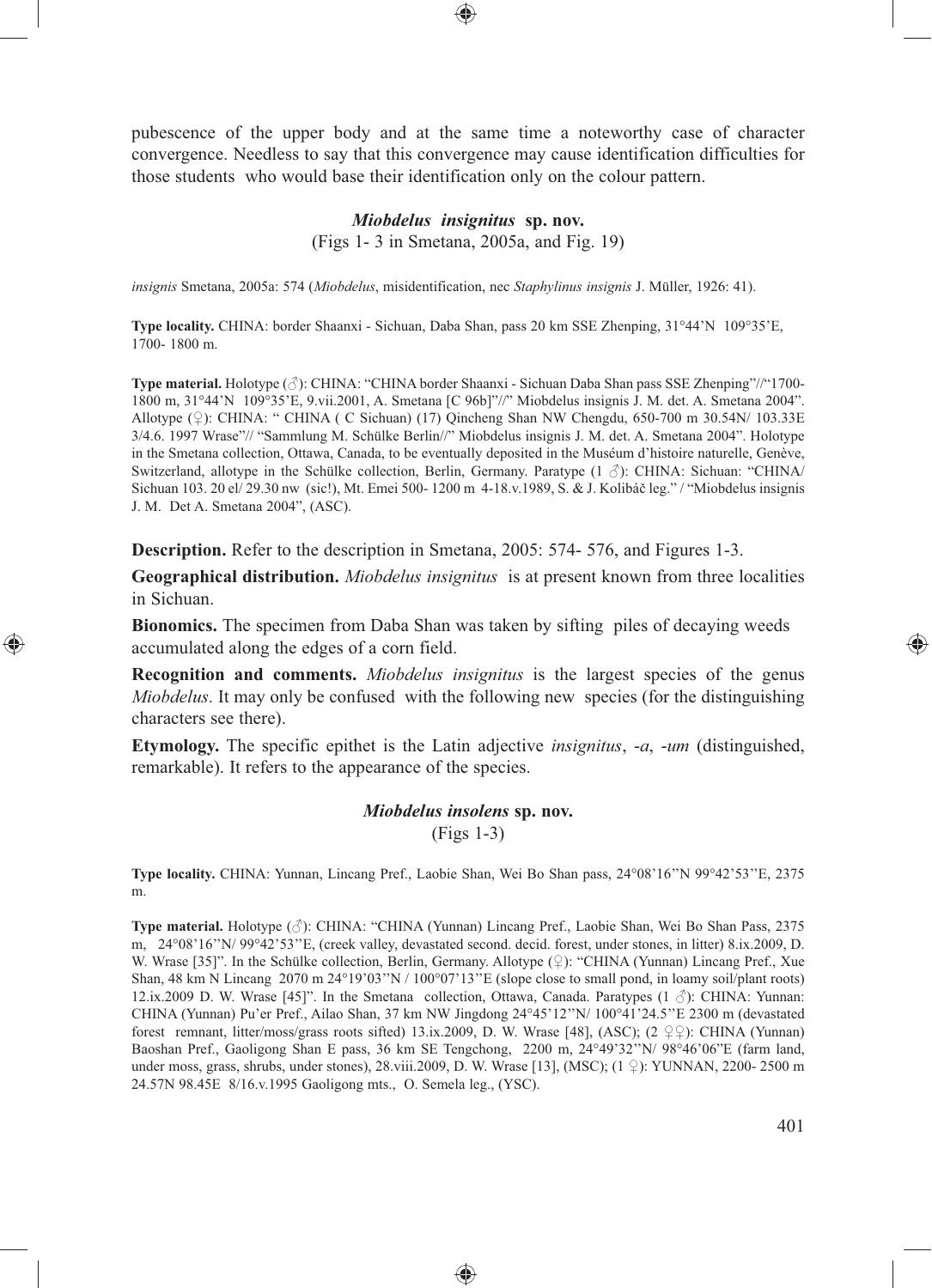pubescence of the upper body and at the same time a noteworthy case of character convergence. Needless to say that this convergence may cause identification difficulties for those students who would base their identification only on the colour pattern.

### *Miobdelus insignitus* sp. nov.

(Figs 1- 3 in Smetana, 2005a, and Fig. 19)

*insignis* Smetana, 2005a: 574 (*Miobdelus*, misidentification, nec *Staphylinus insignis* J. Müller, 1926: 41).

**Type locality.** CHINA: border Shaanxi - Sichuan, Daba Shan, pass 20 km SSE Zhenping, 31°44'N 109°35'E, 1700- 1800 m.

**Type material.** Holotype (♂): CHINA: "CHINA border Shaanxi - Sichuan Daba Shan pass SSE Zhenping"//"1700-1800 m, 31°44'N 109°35'E, 9.vii.2001, A. Smetana [C 96b]"//" Miobdelus insignis J. M. det. A. Smetana 2004". Allotype (♀): CHINA: " CHINA ( C Sichuan) (17) Qincheng Shan NW Chengdu, 650-700 m 30.54N/ 103.33E 3/4.6. 1997 Wrase"// "Sammlung M. Schülke Berlin//" Miobdelus insignis J. M. det. A. Smetana 2004". Holotype in the Smetana collection, Ottawa, Canada, to be eventually deposited in the Muséum d'histoire naturelle, Genève, Switzerland, allotype in the Schülke collection, Berlin, Germany. Paratype (1 ♂): CHINA: Sichuan: "CHINA/ Sichuan 103. 20 el/ 29.30 nw (sic!), Mt. Emei 500- 1200 m 4-18.v.1989, S. & J. Kolibáč leg." / "Miobdelus insignis J. M. Det A. Smetana 2004", (ASC).

**Description.** Refer to the description in Smetana, 2005: 574- 576, and Figures 1-3.

**Geographical distribution.** *Miobdelus insignitus* is at present known from three localities in Sichuan.

**Bionomics.** The specimen from Daba Shan was taken by sifting piles of decaying weeds accumulated along the edges of a corn field.

**Recognition and comments.** *Miobdelus insignitus* is the largest species of the genus *Miobdelus*. It may only be confused with the following new species (for the distinguishing characters see there).

**Etymology.** The specific epithet is the Latin adjective *insignitus*, *-a*, *-um* (distinguished, remarkable). It refers to the appearance of the species.

### *Miobdelus insolens* sp. nov.

(Figs 1-3)

**Type locality.** CHINA: Yunnan, Lincang Pref., Laobie Shan, Wei Bo Shan pass, 24°08'16''N 99°42'53''E, 2375 m.

**Type material.** Holotype (♂): CHINA: "CHINA (Yunnan) Lincang Pref., Laobie Shan, Wei Bo Shan Pass, 2375 m, 24°08'16''N/ 99°42'53''E, (creek valley, devastated second. decid. forest, under stones, in litter) 8.ix.2009, D. W. Wrase [35]". In the Schülke collection, Berlin, Germany. Allotype (♀): "CHINA (Yunnan) Lincang Pref., Xue Shan, 48 km N Lincang 2070 m 24°19'03''N / 100°07'13''E (slope close to small pond, in loamy soil/plant roots) 12.ix.2009 D. W. Wrase [45]". In the Smetana collection, Ottawa, Canada. Paratypes (1 ♂): CHINA: Yunnan: CHINA (Yunnan) Pu'er Pref., Ailao Shan, 37 km NW Jingdong 24°45'12''N/ 100°41'24.5''E 2300 m (devastated forest remnant, litter/moss/grass roots sifted) 13.ix.2009, D. W. Wrase [48], (ASC); (2 ♀♀): CHINA (Yunnan) Baoshan Pref., Gaoligong Shan E pass, 36 km SE Tengchong, 2200 m, 24°49'32''N/ 98°46'06''E (farm land, under moss, grass, shrubs, under stones), 28.viii.2009, D. W. Wrase [13], (MSC); (1 ♀): YUNNAN, 2200- 2500 m 24.57N 98.45E 8/16.v.1995 Gaoligong mts., O. Semela leg., (YSC).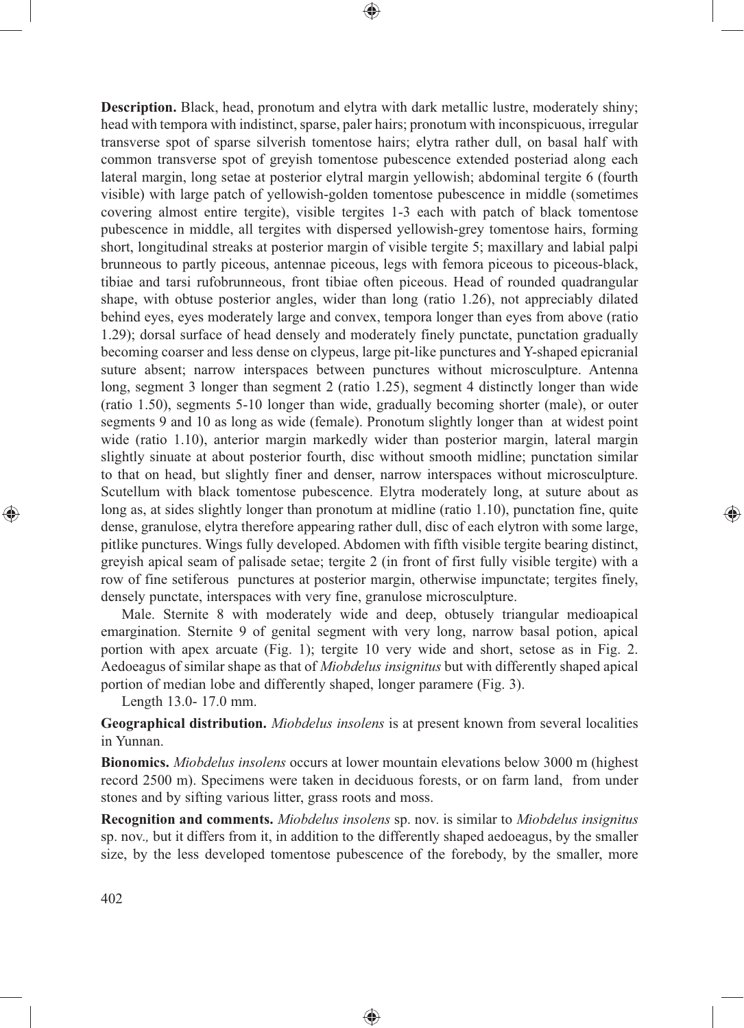**Description.** Black, head, pronotum and elytra with dark metallic lustre, moderately shiny; head with tempora with indistinct, sparse, paler hairs; pronotum with inconspicuous, irregular transverse spot of sparse silverish tomentose hairs; elytra rather dull, on basal half with common transverse spot of greyish tomentose pubescence extended posteriad along each lateral margin, long setae at posterior elytral margin yellowish; abdominal tergite 6 (fourth visible) with large patch of yellowish-golden tomentose pubescence in middle (sometimes covering almost entire tergite), visible tergites 1-3 each with patch of black tomentose pubescence in middle, all tergites with dispersed yellowish-grey tomentose hairs, forming short, longitudinal streaks at posterior margin of visible tergite 5; maxillary and labial palpi brunneous to partly piceous, antennae piceous, legs with femora piceous to piceous-black, tibiae and tarsi rufobrunneous, front tibiae often piceous. Head of rounded quadrangular shape, with obtuse posterior angles, wider than long (ratio 1.26), not appreciably dilated behind eyes, eyes moderately large and convex, tempora longer than eyes from above (ratio 1.29); dorsal surface of head densely and moderately finely punctate, punctation gradually becoming coarser and less dense on clypeus, large pit-like punctures and Y-shaped epicranial suture absent; narrow interspaces between punctures without microsculpture. Antenna long, segment 3 longer than segment 2 (ratio 1.25), segment 4 distinctly longer than wide (ratio 1.50), segments 5-10 longer than wide, gradually becoming shorter (male), or outer segments 9 and 10 as long as wide (female). Pronotum slightly longer than at widest point wide (ratio 1.10), anterior margin markedly wider than posterior margin, lateral margin slightly sinuate at about posterior fourth, disc without smooth midline; punctation similar to that on head, but slightly finer and denser, narrow interspaces without microsculpture. Scutellum with black tomentose pubescence. Elytra moderately long, at suture about as long as, at sides slightly longer than pronotum at midline (ratio 1.10), punctation fine, quite dense, granulose, elytra therefore appearing rather dull, disc of each elytron with some large, pitlike punctures. Wings fully developed. Abdomen with fifth visible tergite bearing distinct, greyish apical seam of palisade setae; tergite 2 (in front of first fully visible tergite) with a row of fine setiferous punctures at posterior margin, otherwise impunctate; tergites finely, densely punctate, interspaces with very fine, granulose microsculpture.

Male. Sternite 8 with moderately wide and deep, obtusely triangular medioapical emargination. Sternite 9 of genital segment with very long, narrow basal potion, apical portion with apex arcuate (Fig. 1); tergite 10 very wide and short, setose as in Fig. 2. Aedoeagus of similar shape as that of *Miobdelus insignitus* but with differently shaped apical portion of median lobe and differently shaped, longer paramere (Fig. 3).

Length 13.0- 17.0 mm.

**Geographical distribution.** *Miobdelus insolens* is at present known from several localities in Yunnan.

**Bionomics.** *Miobdelus insolens* occurs at lower mountain elevations below 3000 m (highest record 2500 m). Specimens were taken in deciduous forests, or on farm land, from under stones and by sifting various litter, grass roots and moss.

**Recognition and comments.** *Miobdelus insolens* sp. nov. is similar to *Miobdelus insignitus* sp. nov., but it differs from it, in addition to the differently shaped aedoeagus, by the smaller size, by the less developed tomentose pubescence of the forebody, by the smaller, more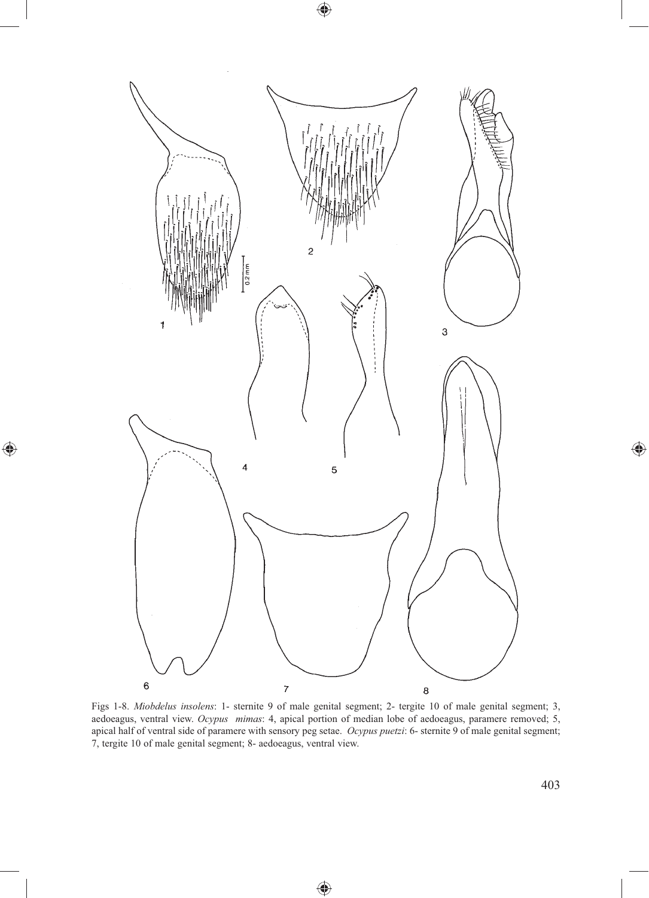Figs 1-8. *Miobdelus insolens*: 1- sternite 9 of male genital segment; 2- tergite 10 of male genital segment; 3, aedoeagus, ventral view. *Ocypus mimas*: 4, apical portion of median lobe of aedoeagus, paramere removed; 5, apical half of ventral side of paramere with sensory peg setae. *Ocypus puetzi*: 6- sternite 9 of male genital segment; 7, tergite 10 of male genital segment; 8- aedoeagus, ventral view.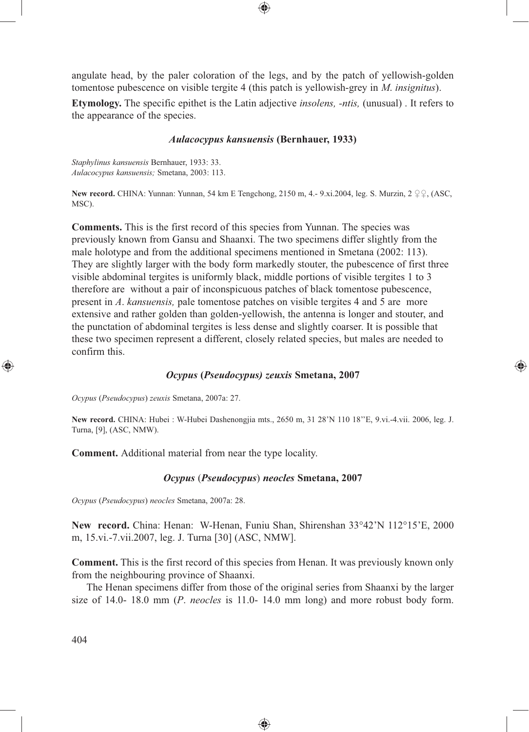angulate head, by the paler coloration of the legs, and by the patch of yellowish-golden tomentose pubescence on visible tergite 4 (this patch is yellowish-grey in *M. insignitus*).

**Etymology.** The specific epithet is the Latin adjective *insolens, -ntis,* (unusual) . It refers to the appearance of the species.

### *Aulacocypus kansuensis* (Bernhauer, 1933)

*Staphylinus kansuensis* Bernhauer, 1933: 33.
*Aulacocypus kansuensis;* Smetana, 2003: 113.

**New record.** CHINA: Yunnan: Yunnan, 54 km E Tengchong, 2150 m, 4.- 9.xi.2004, leg. S. Murzin, 2 ♀♀, (ASC, MSC).

**Comments.** This is the first record of this species from Yunnan. The species was previously known from Gansu and Shaanxi. The two specimens differ slightly from the male holotype and from the additional specimens mentioned in Smetana (2002: 113). They are slightly larger with the body form markedly stouter, the pubescence of first three visible abdominal tergites is uniformly black, middle portions of visible tergites 1 to 3 therefore are without a pair of inconspicuous patches of black tomentose pubescence, present in *A. kansuensis,* pale tomentose patches on visible tergites 4 and 5 are more extensive and rather golden than golden-yellowish, the antenna is longer and stouter, and the punctation of abdominal tergites is less dense and slightly coarser. It is possible that these two specimen represent a different, closely related species, but males are needed to confirm this.

### *Ocypus* (*Pseudocypus) zeuxis* Smetana, 2007

*Ocypus* (*Pseudocypus*) *zeuxis* Smetana, 2007a: 27.

**New record.** CHINA: Hubei : W-Hubei Dashenongjia mts., 2650 m, 31 28'N 110 18''E, 9.vi.-4.vii. 2006, leg. J. Turna, [9], (ASC, NMW).

**Comment.** Additional material from near the type locality.

### *Ocypus* (*Pseudocypus*) *neocles* Smetana, 2007

*Ocypus* (*Pseudocypus*) *neocles* Smetana, 2007a: 28.

**New record.** China: Henan: W-Henan, Funiu Shan, Shirenshan 33°42'N 112°15'E, 2000 m, 15.vi.-7.vii.2007, leg. J. Turna [30] (ASC, NMW].

**Comment.** This is the first record of this species from Henan. It was previously known only from the neighbouring province of Shaanxi.

The Henan specimens differ from those of the original series from Shaanxi by the larger size of 14.0- 18.0 mm (*P. neocles* is 11.0- 14.0 mm long) and more robust body form.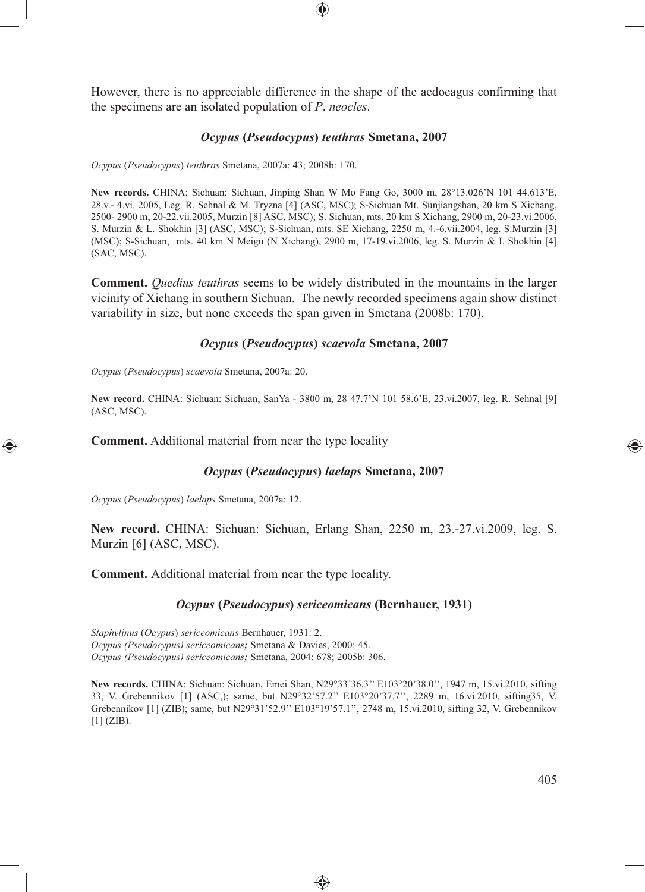However, there is no appreciable difference in the shape of the aedoeagus confirming that the specimens are an isolated population of *P*. *neocles*.

### *Ocypus* (*Pseudocypus*) *teuthras* Smetana, 2007

*Ocypus* (*Pseudocypus*) *teuthras* Smetana, 2007a: 43; 2008b: 170.

**New records.** CHINA: Sichuan: Sichuan, Jinping Shan W Mo Fang Go, 3000 m, 28°13.026'N 101 44.613'E, 28.v.- 4.vi. 2005, Leg. R. Sehnal & M. Tryzna [4] (ASC, MSC); S-Sichuan Mt. Sunjiangshan, 20 km S Xichang, 2500- 2900 m, 20-22.vii.2005, Murzin [8] ASC, MSC); S. Sichuan, mts. 20 km S Xichang, 2900 m, 20-23.vi.2006, S. Murzin & L. Shokhin [3] (ASC, MSC); S-Sichuan, mts. SE Xichang, 2250 m, 4.-6.vii.2004, leg. S.Murzin [3] (MSC); S-Sichuan, mts. 40 km N Meigu (N Xichang), 2900 m, 17-19.vi.2006, leg. S. Murzin & I. Shokhin [4] (SAC, MSC).

**Comment.** *Quedius teuthras* seems to be widely distributed in the mountains in the larger vicinity of Xichang in southern Sichuan. The newly recorded specimens again show distinct variability in size, but none exceeds the span given in Smetana (2008b: 170).

### *Ocypus* (*Pseudocypus*) *scaevola* Smetana, 2007

*Ocypus* (*Pseudocypus*) *scaevola* Smetana, 2007a: 20.

**New record.** CHINA: Sichuan: Sichuan, SanYa - 3800 m, 28 47.7'N 101 58.6'E, 23.vi.2007, leg. R. Sehnal [9] (ASC, MSC).

**Comment.** Additional material from near the type locality

### *Ocypus* (*Pseudocypus*) *laelaps* Smetana, 2007

*Ocypus* (*Pseudocypus*) *laelaps* Smetana, 2007a: 12.

**New record.** CHINA: Sichuan: Sichuan, Erlang Shan, 2250 m, 23.-27.vi.2009, leg. S. Murzin [6] (ASC, MSC).

**Comment.** Additional material from near the type locality.

### *Ocypus* (*Pseudocypus*) *sericeomicans* (Bernhauer, 1931)

*Staphylinus* (*Ocypus*) *sericeomicans* Bernhauer, 1931: 2.
*Ocypus (Pseudocypus) sericeomicans;* Smetana & Davies, 2000: 45.
*Ocypus (Pseudocypus) sericeomicans;* Smetana, 2004: 678; 2005b: 306.

**New records.** CHINA: Sichuan: Sichuan, Emei Shan, N29°33'36.3" E103°20'38.0", 1947 m, 15.vi.2010, sifting 33, V. Grebennikov [1] (ASC,); same, but N29°32'57.2" E103°20'37.7", 2289 m, 16.vi.2010, sifting35, V. Grebennikov [1] (ZIB); same, but N29°31'52.9" E103°19'57.1", 2748 m, 15.vi.2010, sifting 32, V. Grebennikov [1] (ZIB).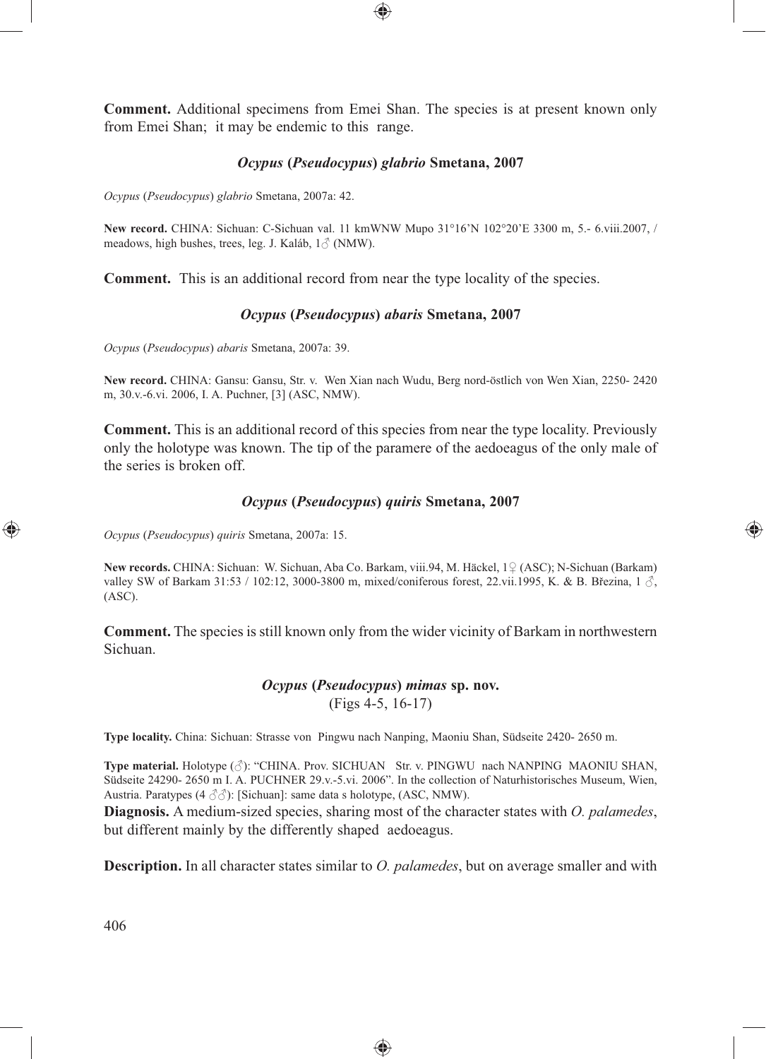**Comment.** Additional specimens from Emei Shan. The species is at present known only from Emei Shan; it may be endemic to this range.

### *Ocypus* (*Pseudocypus*) *glabrio* Smetana, 2007

*Ocypus* (*Pseudocypus*) *glabrio* Smetana, 2007a: 42.

**New record.** CHINA: Sichuan: C-Sichuan val. 11 kmWNW Mupo 31°16'N 102°20'E 3300 m, 5.- 6.viii.2007, / meadows, high bushes, trees, leg. J. Kaláb, 1♂ (NMW).

**Comment.** This is an additional record from near the type locality of the species.

### *Ocypus* (*Pseudocypus*) *abaris* Smetana, 2007

*Ocypus* (*Pseudocypus*) *abaris* Smetana, 2007a: 39.

**New record.** CHINA: Gansu: Gansu, Str. v. Wen Xian nach Wudu, Berg nord-östlich von Wen Xian, 2250- 2420 m, 30.v.-6.vi. 2006, I. A. Puchner, [3] (ASC, NMW).

**Comment.** This is an additional record of this species from near the type locality. Previously only the holotype was known. The tip of the paramere of the aedoeagus of the only male of the series is broken off.

### *Ocypus* (*Pseudocypus*) *quiris* Smetana, 2007

*Ocypus* (*Pseudocypus*) *quiris* Smetana, 2007a: 15.

**New records.** CHINA: Sichuan: W. Sichuan, Aba Co. Barkam, viii.94, M. Häckel, 1♀ (ASC); N-Sichuan (Barkam) valley SW of Barkam 31:53 / 102:12, 3000-3800 m, mixed/coniferous forest, 22.vii.1995, K. & B. Březina, 1 ♂, (ASC).

**Comment.** The species is still known only from the wider vicinity of Barkam in northwestern Sichuan.

### *Ocypus* (*Pseudocypus*) *mimas* sp. nov.

(Figs 4-5, 16-17)

**Type locality.** China: Sichuan: Strasse von Pingwu nach Nanping, Maoniu Shan, Südseite 2420- 2650 m.

**Type material.** Holotype (♂): "CHINA. Prov. SICHUAN Str. v. PINGWU nach NANPING MAONIU SHAN, Südseite 24290- 2650 m I. A. PUCHNER 29.v.-5.vi. 2006". In the collection of Naturhistorisches Museum, Wien, Austria. Paratypes (4 ♂♂): [Sichuan]: same data s holotype, (ASC, NMW).

**Diagnosis.** A medium-sized species, sharing most of the character states with *O. palamedes*, but different mainly by the differently shaped aedoeagus.

**Description.** In all character states similar to *O. palamedes*, but on average smaller and with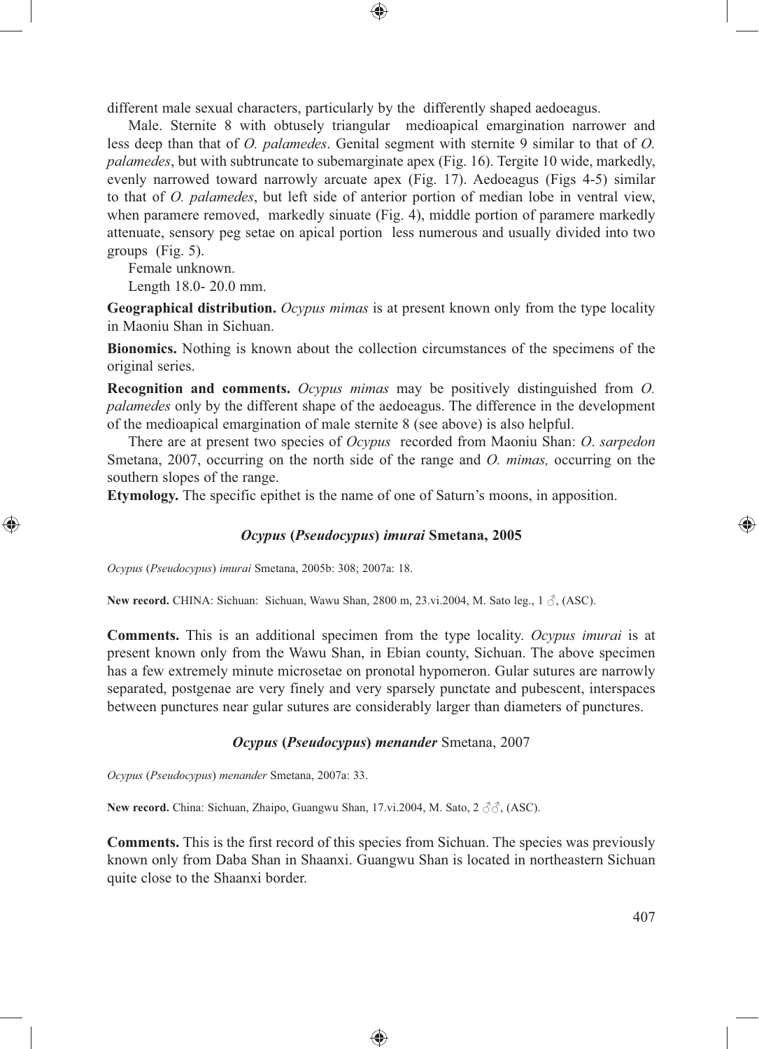different male sexual characters, particularly by the differently shaped aedoeagus.

Male. Sternite 8 with obtusely triangular medioapical emargination narrower and less deep than that of *O. palamedes*. Genital segment with sternite 9 similar to that of *O. palamedes*, but with subtruncate to subemarginate apex (Fig. 16). Tergite 10 wide, markedly, evenly narrowed toward narrowly arcuate apex (Fig. 17). Aedoeagus (Figs 4-5) similar to that of *O. palamedes*, but left side of anterior portion of median lobe in ventral view, when paramere removed, markedly sinuate (Fig. 4), middle portion of paramere markedly attenuate, sensory peg setae on apical portion less numerous and usually divided into two groups (Fig. 5).

Female unknown.

Length 18.0- 20.0 mm.

**Geographical distribution.** *Ocypus mimas* is at present known only from the type locality in Maoniu Shan in Sichuan.

**Bionomics.** Nothing is known about the collection circumstances of the specimens of the original series.

**Recognition and comments.** *Ocypus mimas* may be positively distinguished from *O. palamedes* only by the different shape of the aedoeagus. The difference in the development of the medioapical emargination of male sternite 8 (see above) is also helpful.

There are at present two species of *Ocypus* recorded from Maoniu Shan: *O. sarpedon* Smetana, 2007, occurring on the north side of the range and *O. mimas,* occurring on the southern slopes of the range.

**Etymology.** The specific epithet is the name of one of Saturn's moons, in apposition.

### ***Ocypus* (*Pseudocypus*) *imurai* Smetana, 2005**

*Ocypus* (*Pseudocypus*) *imurai* Smetana, 2005b: 308; 2007a: 18.

**New record.** CHINA: Sichuan: Sichuan, Wawu Shan, 2800 m, 23.vi.2004, M. Sato leg., 1 ♂, (ASC).

**Comments.** This is an additional specimen from the type locality. *Ocypus imurai* is at present known only from the Wawu Shan, in Ebian county, Sichuan. The above specimen has a few extremely minute microsetae on pronotal hypomeron. Gular sutures are narrowly separated, postgenae are very finely and very sparsely punctate and pubescent, interspaces between punctures near gular sutures are considerably larger than diameters of punctures.

### ***Ocypus* (*Pseudocypus*) *menander*** Smetana, 2007

*Ocypus* (*Pseudocypus*) *menander* Smetana, 2007a: 33.

**New record.** China: Sichuan, Zhaipo, Guangwu Shan, 17.vi.2004, M. Sato, 2 ♂♂, (ASC).

**Comments.** This is the first record of this species from Sichuan. The species was previously known only from Daba Shan in Shaanxi. Guangwu Shan is located in northeastern Sichuan quite close to the Shaanxi border.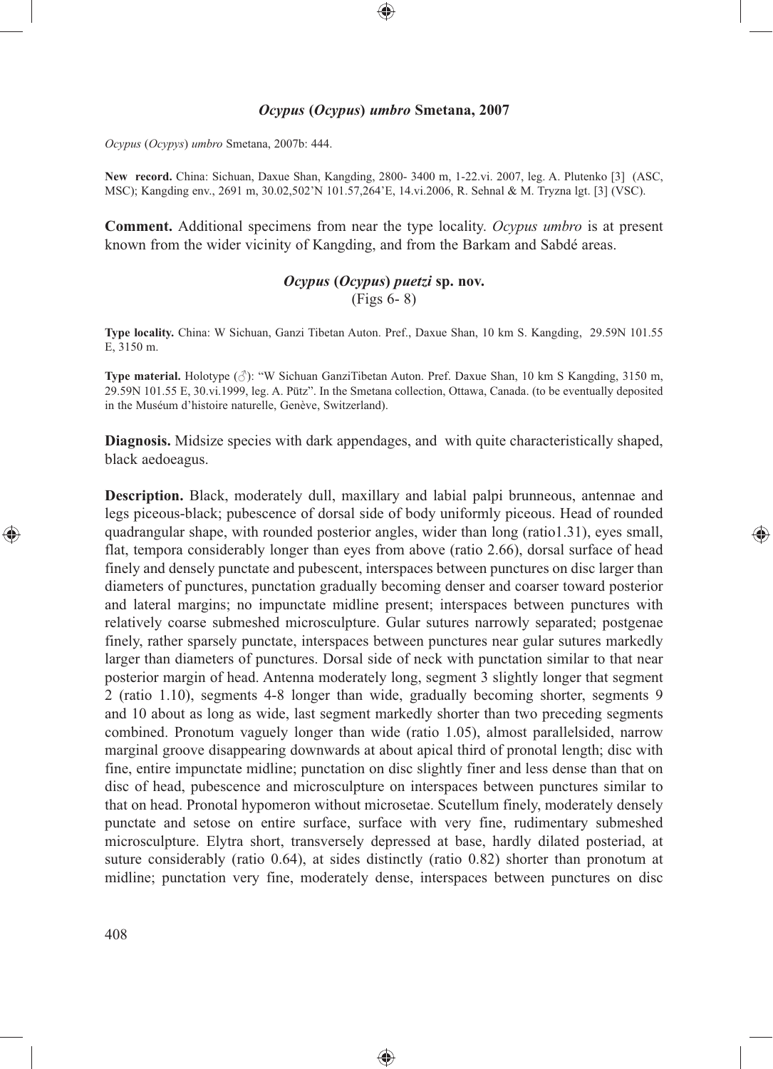### *Ocypus* (*Ocypus*) *umbro* Smetana, 2007

*Ocypus* (*Ocypys*) *umbro* Smetana, 2007b: 444.

**New record.** China: Sichuan, Daxue Shan, Kangding, 2800- 3400 m, 1-22.vi. 2007, leg. A. Plutenko [3] (ASC, MSC); Kangding env., 2691 m, 30.02,502'N 101.57,264'E, 14.vi.2006, R. Sehnal & M. Tryzna lgt. [3] (VSC).

**Comment.** Additional specimens from near the type locality. *Ocypus umbro* is at present known from the wider vicinity of Kangding, and from the Barkam and Sabdé areas.

### *Ocypus* (*Ocypus*) *puetzi* sp. nov.

(Figs 6- 8)

**Type locality.** China: W Sichuan, Ganzi Tibetan Auton. Pref., Daxue Shan, 10 km S. Kangding, 29.59N 101.55 E, 3150 m.

**Type material.** Holotype (♂): "W Sichuan GanziTibetan Auton. Pref. Daxue Shan, 10 km S Kangding, 3150 m, 29.59N 101.55 E, 30.vi.1999, leg. A. Pütz". In the Smetana collection, Ottawa, Canada. (to be eventually deposited in the Muséum d'histoire naturelle, Genève, Switzerland).

**Diagnosis.** Midsize species with dark appendages, and with quite characteristically shaped, black aedoeagus.

**Description.** Black, moderately dull, maxillary and labial palpi brunneous, antennae and legs piceous-black; pubescence of dorsal side of body uniformly piceous. Head of rounded quadrangular shape, with rounded posterior angles, wider than long (ratio1.31), eyes small, flat, tempora considerably longer than eyes from above (ratio 2.66), dorsal surface of head finely and densely punctate and pubescent, interspaces between punctures on disc larger than diameters of punctures, punctation gradually becoming denser and coarser toward posterior and lateral margins; no impunctate midline present; interspaces between punctures with relatively coarse submeshed microsculpture. Gular sutures narrowly separated; postgenae finely, rather sparsely punctate, interspaces between punctures near gular sutures markedly larger than diameters of punctures. Dorsal side of neck with punctation similar to that near posterior margin of head. Antenna moderately long, segment 3 slightly longer that segment 2 (ratio 1.10), segments 4-8 longer than wide, gradually becoming shorter, segments 9 and 10 about as long as wide, last segment markedly shorter than two preceding segments combined. Pronotum vaguely longer than wide (ratio 1.05), almost parallelsided, narrow marginal groove disappearing downwards at about apical third of pronotal length; disc with fine, entire impunctate midline; punctation on disc slightly finer and less dense than that on disc of head, pubescence and microsculpture on interspaces between punctures similar to that on head. Pronotal hypomeron without microsetae. Scutellum finely, moderately densely punctate and setose on entire surface, surface with very fine, rudimentary submeshed microsculpture. Elytra short, transversely depressed at base, hardly dilated posteriad, at suture considerably (ratio 0.64), at sides distinctly (ratio 0.82) shorter than pronotum at midline; punctation very fine, moderately dense, interspaces between punctures on disc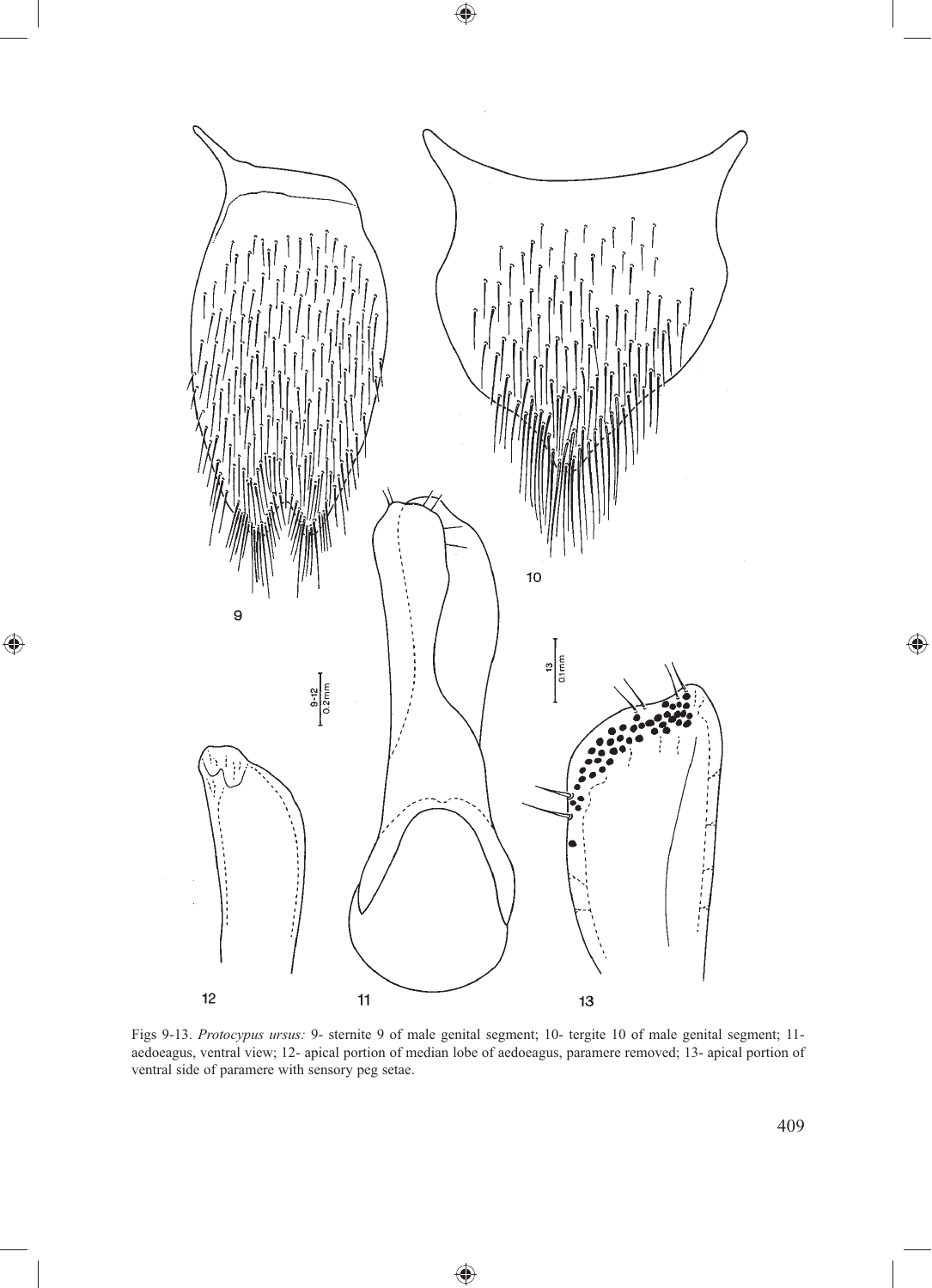Figs 9-13. *Protocypus ursus:* 9- sternite 9 of male genital segment; 10- tergite 10 of male genital segment; 11- aedoeagus, ventral view; 12- apical portion of median lobe of aedoeagus, paramere removed; 13- apical portion of ventral side of paramere with sensory peg setae.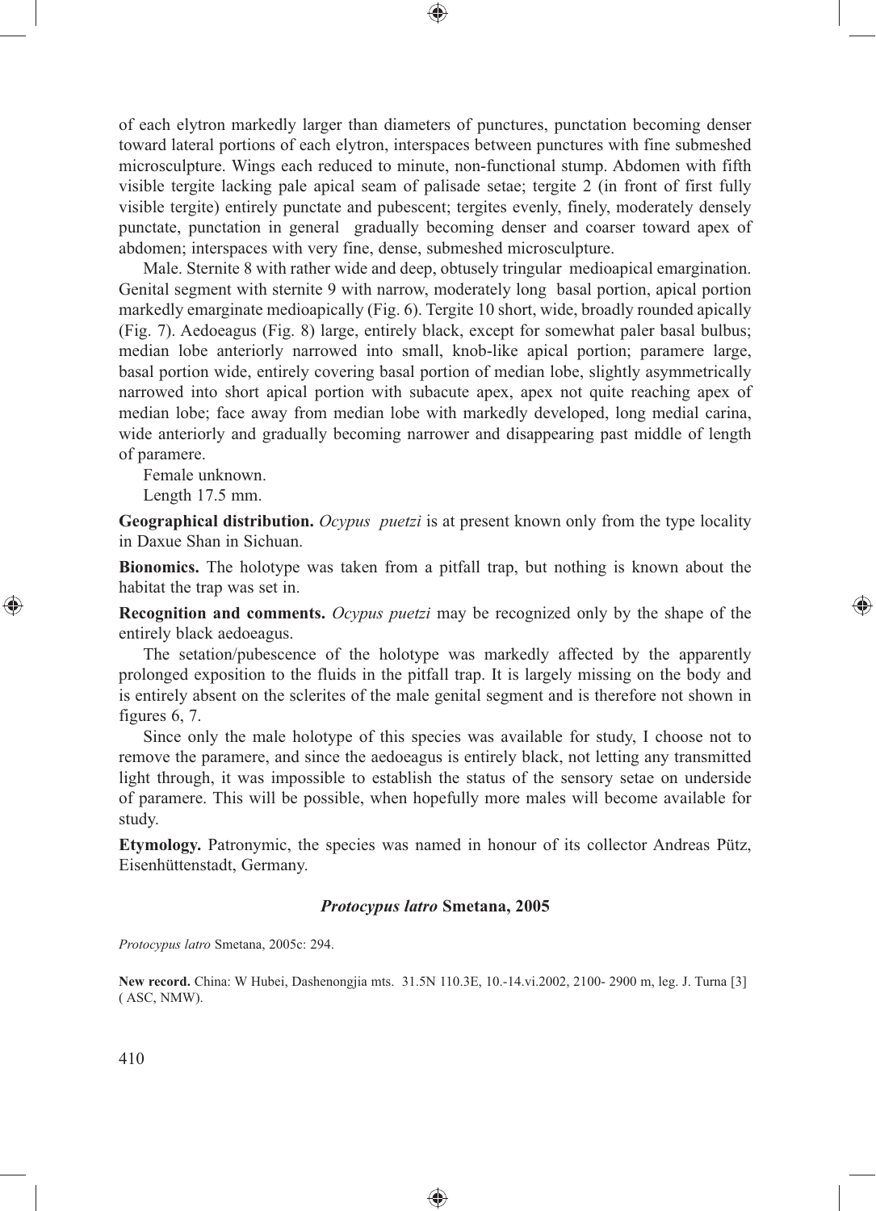of each elytron markedly larger than diameters of punctures, punctation becoming denser toward lateral portions of each elytron, interspaces between punctures with fine submeshed microsculpture. Wings each reduced to minute, non-functional stump. Abdomen with fifth visible tergite lacking pale apical seam of palisade setae; tergite 2 (in front of first fully visible tergite) entirely punctate and pubescent; tergites evenly, finely, moderately densely punctate, punctation in general gradually becoming denser and coarser toward apex of abdomen; interspaces with very fine, dense, submeshed microsculpture.

Male. Sternite 8 with rather wide and deep, obtusely tringular medioapical emargination. Genital segment with sternite 9 with narrow, moderately long basal portion, apical portion markedly emarginate medioapically (Fig. 6). Tergite 10 short, wide, broadly rounded apically (Fig. 7). Aedoeagus (Fig. 8) large, entirely black, except for somewhat paler basal bulbus; median lobe anteriorly narrowed into small, knob-like apical portion; paramere large, basal portion wide, entirely covering basal portion of median lobe, slightly asymmetrically narrowed into short apical portion with subacute apex, apex not quite reaching apex of median lobe; face away from median lobe with markedly developed, long medial carina, wide anteriorly and gradually becoming narrower and disappearing past middle of length of paramere.

Female unknown.

Length 17.5 mm.

**Geographical distribution.** *Ocypus puetzi* is at present known only from the type locality in Daxue Shan in Sichuan.

**Bionomics.** The holotype was taken from a pitfall trap, but nothing is known about the habitat the trap was set in.

**Recognition and comments.** *Ocypus puetzi* may be recognized only by the shape of the entirely black aedoeagus.

The setation/pubescence of the holotype was markedly affected by the apparently prolonged exposition to the fluids in the pitfall trap. It is largely missing on the body and is entirely absent on the sclerites of the male genital segment and is therefore not shown in figures 6, 7.

Since only the male holotype of this species was available for study, I choose not to remove the paramere, and since the aedoeagus is entirely black, not letting any transmitted light through, it was impossible to establish the status of the sensory setae on underside of paramere. This will be possible, when hopefully more males will become available for study.

**Etymology.** Patronymic, the species was named in honour of its collector Andreas Pütz, Eisenhüttenstadt, Germany.

### *Protocypus latro* Smetana, 2005

*Protocypus latro* Smetana, 2005c: 294.

**New record.** China: W Hubei, Dashenongjia mts. 31.5N 110.3E, 10.-14.vi.2002, 2100- 2900 m, leg. J. Turna [3] ( ASC, NMW).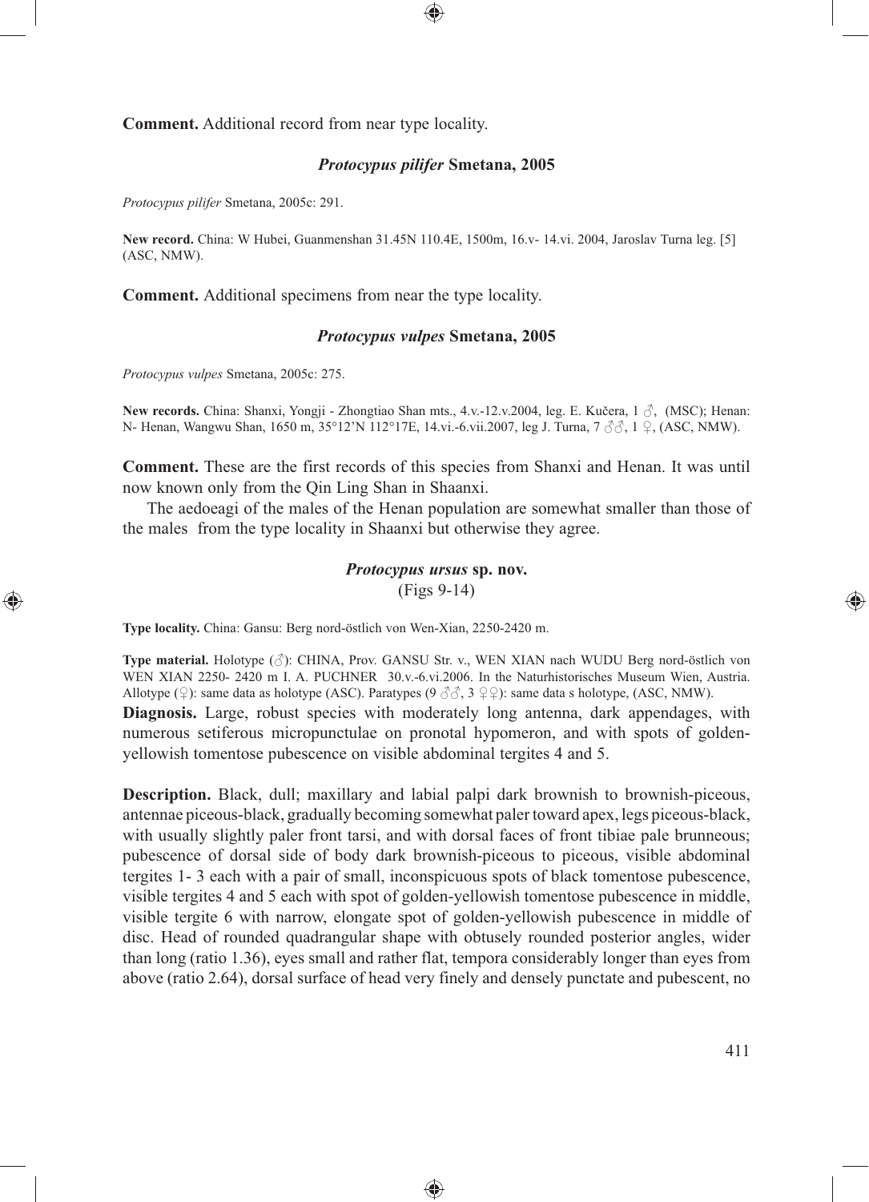**Comment.** Additional record from near type locality.

### *Protocypus pilifer* Smetana, 2005

*Protocypus pilifer* Smetana, 2005c: 291.

**New record.** China: W Hubei, Guanmenshan 31.45N 110.4E, 1500m, 16.v- 14.vi. 2004, Jaroslav Turna leg. [5] (ASC, NMW).

**Comment.** Additional specimens from near the type locality.

### *Protocypus vulpes* Smetana, 2005

*Protocypus vulpes* Smetana, 2005c: 275.

**New records.** China: Shanxi, Yongji - Zhongtiao Shan mts., 4.v.-12.v.2004, leg. E. Kučera, 1 ♂, (MSC); Henan: N- Henan, Wangwu Shan, 1650 m, 35°12'N 112°17E, 14.vi.-6.vii.2007, leg J. Turna, 7 ♂♂, 1 ♀, (ASC, NMW).

**Comment.** These are the first records of this species from Shanxi and Henan. It was until now known only from the Qin Ling Shan in Shaanxi.

The aedoeagi of the males of the Henan population are somewhat smaller than those of the males from the type locality in Shaanxi but otherwise they agree.

### *Protocypus ursus* sp. nov.

(Figs 9-14)

**Type locality.** China: Gansu: Berg nord-östlich von Wen-Xian, 2250-2420 m.

**Type material.** Holotype (♂): CHINA, Prov. GANSU Str. v., WEN XIAN nach WUDU Berg nord-östlich von WEN XIAN 2250- 2420 m I. A. PUCHNER 30.v.-6.vi.2006. In the Naturhistorisches Museum Wien, Austria. Allotype (♀): same data as holotype (ASC). Paratypes (9 ♂♂, 3 ♀♀): same data s holotype, (ASC, NMW).

**Diagnosis.** Large, robust species with moderately long antenna, dark appendages, with numerous setiferous micropunctulae on pronotal hypomeron, and with spots of golden-yellowish tomentose pubescence on visible abdominal tergites 4 and 5.

**Description.** Black, dull; maxillary and labial palpi dark brownish to brownish-piceous, antennae piceous-black, gradually becoming somewhat paler toward apex, legs piceous-black, with usually slightly paler front tarsi, and with dorsal faces of front tibiae pale brunneous; pubescence of dorsal side of body dark brownish-piceous to piceous, visible abdominal tergites 1- 3 each with a pair of small, inconspicuous spots of black tomentose pubescence, visible tergites 4 and 5 each with spot of golden-yellowish tomentose pubescence in middle, visible tergite 6 with narrow, elongate spot of golden-yellowish pubescence in middle of disc. Head of rounded quadrangular shape with obtusely rounded posterior angles, wider than long (ratio 1.36), eyes small and rather flat, tempora considerably longer than eyes from above (ratio 2.64), dorsal surface of head very finely and densely punctate and pubescent, no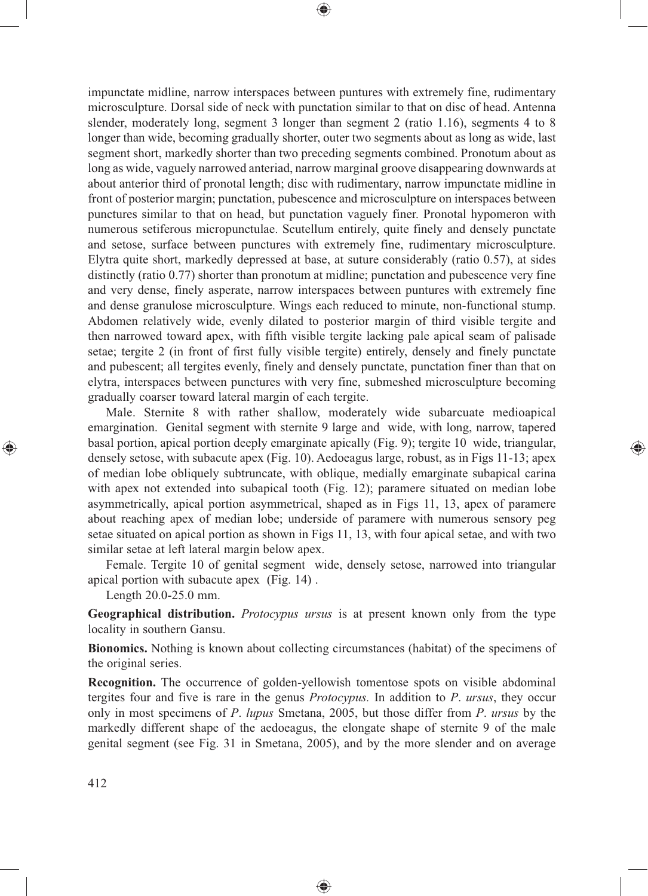impunctate midline, narrow interspaces between puntures with extremely fine, rudimentary microsculpture. Dorsal side of neck with punctation similar to that on disc of head. Antenna slender, moderately long, segment 3 longer than segment 2 (ratio 1.16), segments 4 to 8 longer than wide, becoming gradually shorter, outer two segments about as long as wide, last segment short, markedly shorter than two preceding segments combined. Pronotum about as long as wide, vaguely narrowed anteriad, narrow marginal groove disappearing downwards at about anterior third of pronotal length; disc with rudimentary, narrow impunctate midline in front of posterior margin; punctation, pubescence and microsculpture on interspaces between punctures similar to that on head, but punctation vaguely finer. Pronotal hypomeron with numerous setiferous micropunctulae. Scutellum entirely, quite finely and densely punctate and setose, surface between punctures with extremely fine, rudimentary microsculpture. Elytra quite short, markedly depressed at base, at suture considerably (ratio 0.57), at sides distinctly (ratio 0.77) shorter than pronotum at midline; punctation and pubescence very fine and very dense, finely asperate, narrow interspaces between puntures with extremely fine and dense granulose microsculpture. Wings each reduced to minute, non-functional stump. Abdomen relatively wide, evenly dilated to posterior margin of third visible tergite and then narrowed toward apex, with fifth visible tergite lacking pale apical seam of palisade setae; tergite 2 (in front of first fully visible tergite) entirely, densely and finely punctate and pubescent; all tergites evenly, finely and densely punctate, punctation finer than that on elytra, interspaces between punctures with very fine, submeshed microsculpture becoming gradually coarser toward lateral margin of each tergite.

Male. Sternite 8 with rather shallow, moderately wide subarcuate medioapical emargination. Genital segment with sternite 9 large and wide, with long, narrow, tapered basal portion, apical portion deeply emarginate apically (Fig. 9); tergite 10 wide, triangular, densely setose, with subacute apex (Fig. 10). Aedoeagus large, robust, as in Figs 11-13; apex of median lobe obliquely subtruncate, with oblique, medially emarginate subapical carina with apex not extended into subapical tooth (Fig. 12); paramere situated on median lobe asymmetrically, apical portion asymmetrical, shaped as in Figs 11, 13, apex of paramere about reaching apex of median lobe; underside of paramere with numerous sensory peg setae situated on apical portion as shown in Figs 11, 13, with four apical setae, and with two similar setae at left lateral margin below apex.

Female. Tergite 10 of genital segment wide, densely setose, narrowed into triangular apical portion with subacute apex (Fig. 14) .

Length 20.0-25.0 mm.

**Geographical distribution.** *Protocypus ursus* is at present known only from the type locality in southern Gansu.

**Bionomics.** Nothing is known about collecting circumstances (habitat) of the specimens of the original series.

**Recognition.** The occurrence of golden-yellowish tomentose spots on visible abdominal tergites four and five is rare in the genus *Protocypus.* In addition to *P. ursus*, they occur only in most specimens of *P. lupus* Smetana, 2005, but those differ from *P. ursus* by the markedly different shape of the aedoeagus, the elongate shape of sternite 9 of the male genital segment (see Fig. 31 in Smetana, 2005), and by the more slender and on average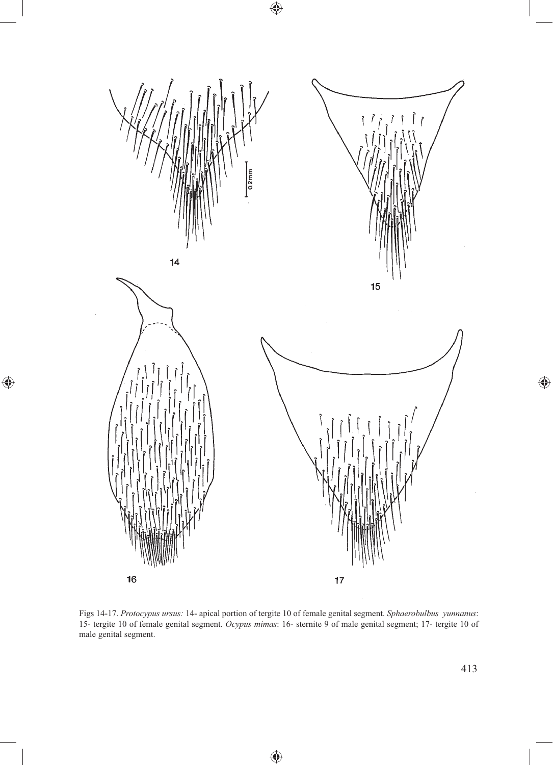Figs 14-17. *Protocypus ursus:* 14- apical portion of tergite 10 of female genital segment. *Sphaerobulbus yunnanus*: 15- tergite 10 of female genital segment. *Ocypus mimas*: 16- sternite 9 of male genital segment; 17- tergite 10 of male genital segment.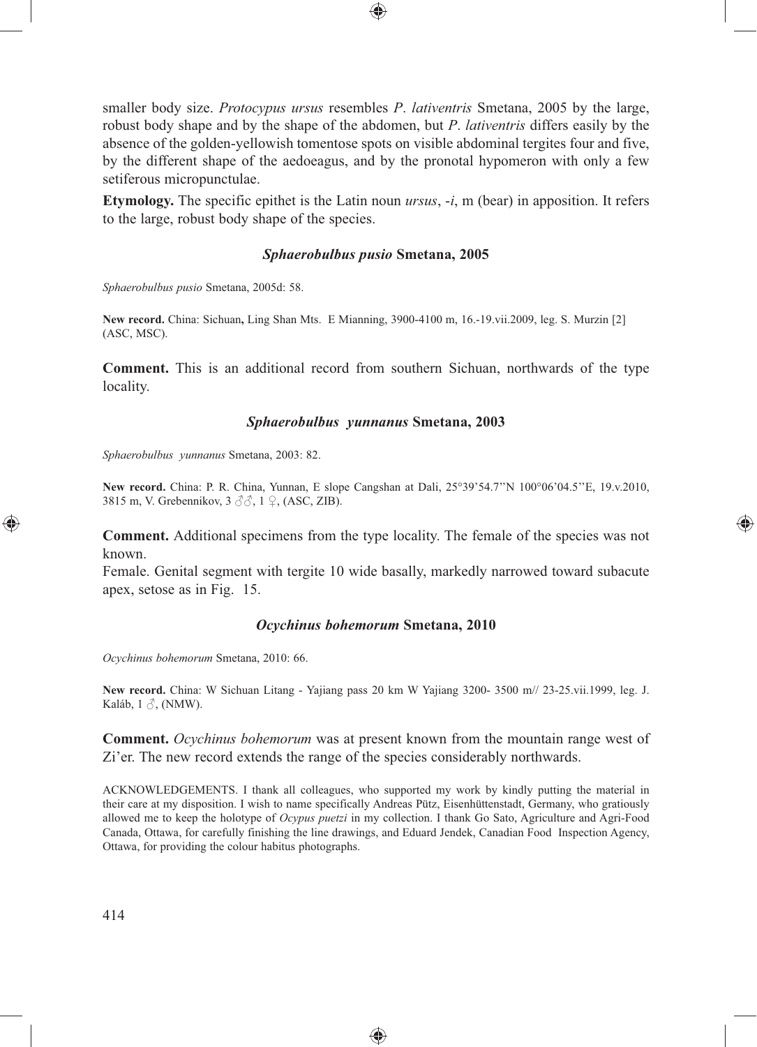smaller body size. *Protocypus ursus* resembles *P. lativentris* Smetana, 2005 by the large, robust body shape and by the shape of the abdomen, but *P. lativentris* differs easily by the absence of the golden-yellowish tomentose spots on visible abdominal tergites four and five, by the different shape of the aedoeagus, and by the pronotal hypomeron with only a few setiferous micropunctulae.

**Etymology.** The specific epithet is the Latin noun *ursus*, *-i*, m (bear) in apposition. It refers to the large, robust body shape of the species.

### *Sphaerobulbus pusio* Smetana, 2005

*Sphaerobulbus pusio* Smetana, 2005d: 58.

**New record.** China: Sichuan**,** Ling Shan Mts. E Mianning, 3900-4100 m, 16.-19.vii.2009, leg. S. Murzin [2] (ASC, MSC).

**Comment.** This is an additional record from southern Sichuan, northwards of the type locality.

### *Sphaerobulbus yunnanus* Smetana, 2003

*Sphaerobulbus yunnanus* Smetana, 2003: 82.

**New record.** China: P. R. China, Yunnan, E slope Cangshan at Dali, 25°39'54.7''N 100°06'04.5''E, 19.v.2010, 3815 m, V. Grebennikov, 3 ♂♂, 1 ♀, (ASC, ZIB).

**Comment.** Additional specimens from the type locality. The female of the species was not known.

Female. Genital segment with tergite 10 wide basally, markedly narrowed toward subacute apex, setose as in Fig. 15.

### *Ocychinus bohemorum* Smetana, 2010

*Ocychinus bohemorum* Smetana, 2010: 66.

**New record.** China: W Sichuan Litang - Yajiang pass 20 km W Yajiang 3200- 3500 m// 23-25.vii.1999, leg. J. Kaláb, 1 ♂, (NMW).

**Comment.** *Ocychinus bohemorum* was at present known from the mountain range west of Zi'er. The new record extends the range of the species considerably northwards.

ACKNOWLEDGEMENTS. I thank all colleagues, who supported my work by kindly putting the material in their care at my disposition. I wish to name specifically Andreas Pütz, Eisenhüttenstadt, Germany, who gratiously allowed me to keep the holotype of *Ocypus puetzi* in my collection. I thank Go Sato, Agriculture and Agri-Food Canada, Ottawa, for carefully finishing the line drawings, and Eduard Jendek, Canadian Food Inspection Agency, Ottawa, for providing the colour habitus photographs.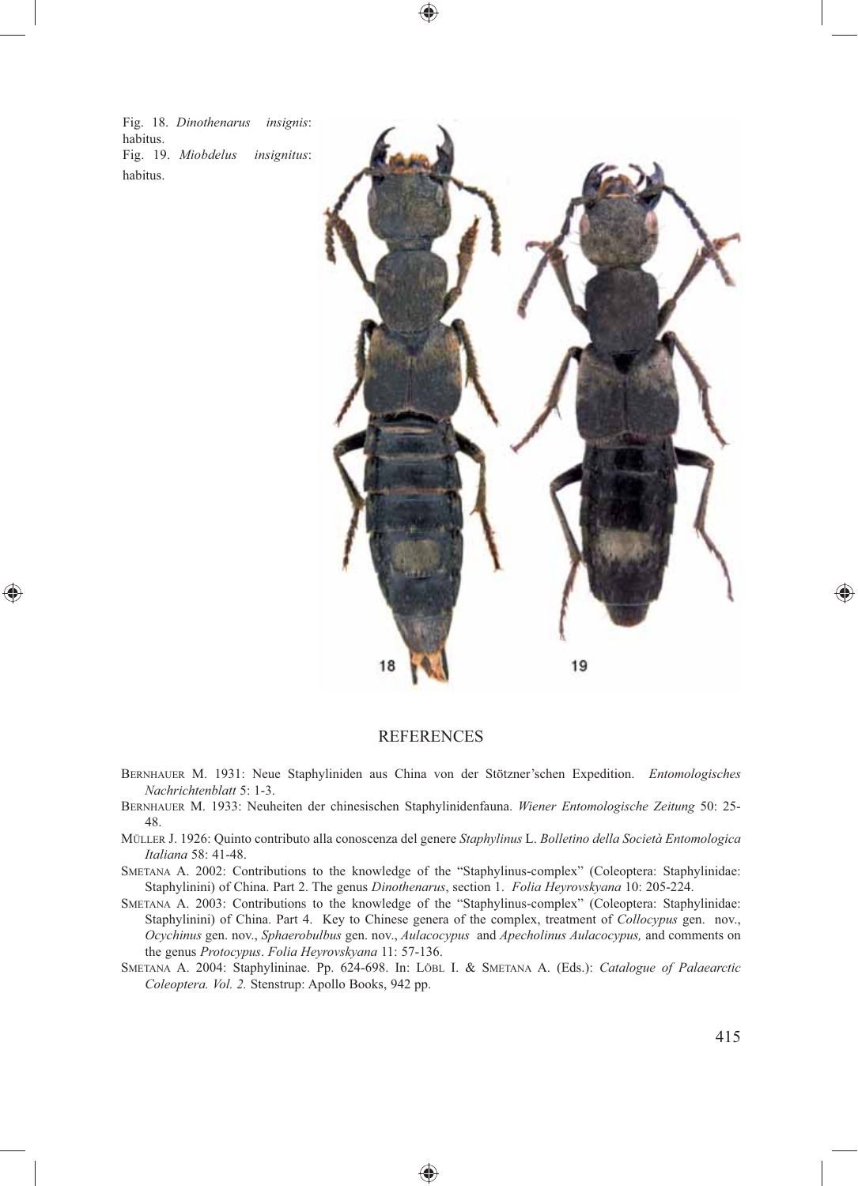Fig. 18. *Dinothenarus insignis*: habitus.
Fig. 19. *Miobdelus insignitus*: habitus.

## REFERENCES

Bernhauer M. 1931: Neue Staphyliniden aus China von der Stötzner'schen Expedition. *Entomologisches Nachrichtenblatt* 5: 1-3.

Bernhauer M. 1933: Neuheiten der chinesischen Staphylinidenfauna. *Wiener Entomologische Zeitung* 50: 25-48.

Müller J. 1926: Quinto contributo alla conoscenza del genere *Staphylinus* L. *Bolletino della Società Entomologica Italiana* 58: 41-48.

Smetana A. 2002: Contributions to the knowledge of the "Staphylinus-complex" (Coleoptera: Staphylinidae: Staphylinini) of China. Part 2. The genus *Dinothenarus*, section 1. *Folia Heyrovskyana* 10: 205-224.

Smetana A. 2003: Contributions to the knowledge of the "Staphylinus-complex" (Coleoptera: Staphylinidae: Staphylinini) of China. Part 4. Key to Chinese genera of the complex, treatment of *Collocypus* gen. nov., *Ocychinus* gen. nov., *Sphaerobulbus* gen. nov., *Aulacocypus* and *Apecholinus Aulacocypus,* and comments on the genus *Protocypus*. *Folia Heyrovskyana* 11: 57-136.

Smetana A. 2004: Staphylininae. Pp. 624-698. In: Löbl I. & Smetana A. (Eds.): *Catalogue of Palearctic Coleoptera. Vol. 2.* Stenstrup: Apollo Books, 942 pp.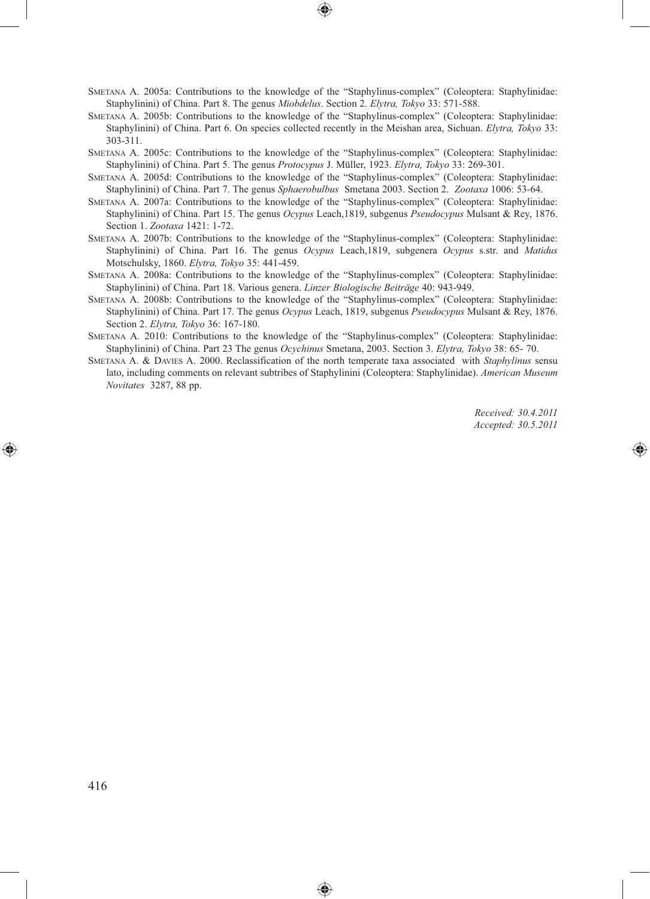Smetana A. 2005a: Contributions to the knowledge of the "Staphylinus-complex" (Coleoptera: Staphylinidae: Staphylinini) of China. Part 8. The genus *Miobdelus*. Section 2. *Elytra, Tokyo* 33: 571-588.

Smetana A. 2005b: Contributions to the knowledge of the "Staphylinus-complex" (Coleoptera: Staphylinidae: Staphylinini) of China. Part 6. On species collected recently in the Meishan area, Sichuan. *Elytra, Tokyo* 33: 303-311.

Smetana A. 2005c: Contributions to the knowledge of the "Staphylinus-complex" (Coleoptera: Staphylinidae: Staphylinini) of China. Part 5. The genus *Protocypus* J. Müller, 1923. *Elytra, Tokyo* 33: 269-301.

Smetana A. 2005d: Contributions to the knowledge of the "Staphylinus-complex" (Coleoptera: Staphylinidae: Staphylinini) of China. Part 7. The genus *Sphaerobulbus* Smetana 2003. Section 2. *Zootaxa* 1006: 53-64.

Smetana A. 2007a: Contributions to the knowledge of the "Staphylinus-complex" (Coleoptera: Staphylinidae: Staphylinini) of China. Part 15. The genus *Ocypus* Leach,1819, subgenus *Pseudocypus* Mulsant & Rey, 1876. Section 1. *Zootaxa* 1421: 1-72.

Smetana A. 2007b: Contributions to the knowledge of the "Staphylinus-complex" (Coleoptera: Staphylinidae: Staphylinini) of China. Part 16. The genus *Ocypus* Leach,1819, subgenera *Ocypus* s.str. and *Matidus* Motschulsky, 1860. *Elytra, Tokyo* 35: 441-459.

Smetana A. 2008a: Contributions to the knowledge of the "Staphylinus-complex" (Coleoptera: Staphylinidae: Staphylinini) of China. Part 18. Various genera. *Linzer Biologische Beiträge* 40: 943-949.

Smetana A. 2008b: Contributions to the knowledge of the "Staphylinus-complex" (Coleoptera: Staphylinidae: Staphylinini) of China. Part 17. The genus *Ocypus* Leach, 1819, subgenus *Pseudocypus* Mulsant & Rey, 1876. Section 2. *Elytra, Tokyo* 36: 167-180.

Smetana A. 2010: Contributions to the knowledge of the "Staphylinus-complex" (Coleoptera: Staphylinidae: Staphylinini) of China. Part 23 The genus *Ocychinus* Smetana, 2003. Section 3. *Elytra, Tokyo* 38: 65- 70.

Smetana A. & Davies A. 2000. Reclassification of the north temperate taxa associated with *Staphylinus* sensu lato, including comments on relevant subtribes of Staphylinini (Coleoptera: Staphylinidae). *American Museum Novitates* 3287, 88 pp.

*Received: 30.4.2011*
*Accepted: 30.5.2011*